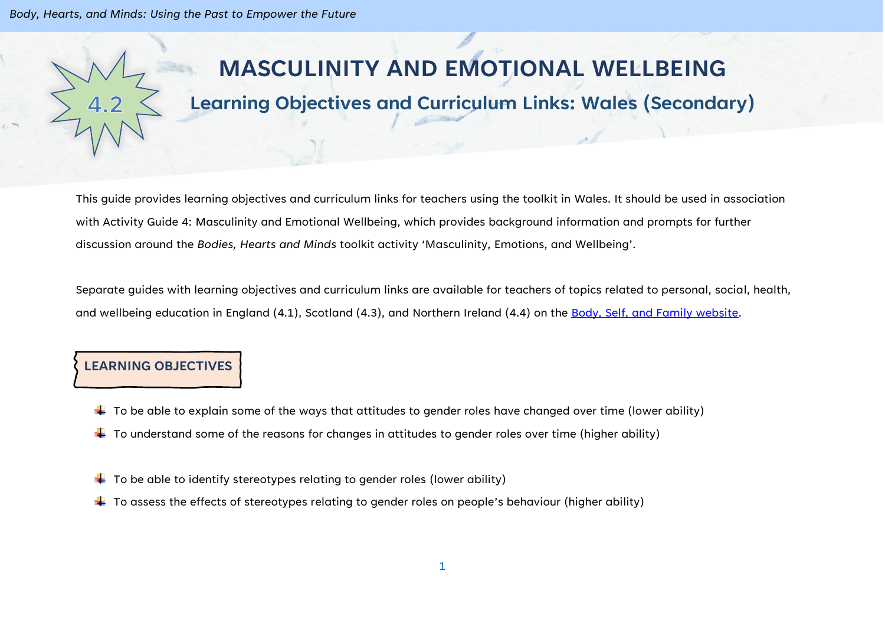# 4.2 MASCULINITY AND EMOTIONAL WELLBEING

## Learning Objectives and Curriculum Links: Wales (Secondary)

This guide provides learning objectives and curriculum links for teachers using the toolkit in Wales. It should be used in association with Activity Guide 4: Masculinity and Emotional Wellbeing, which provides background information and prompts for further discussion around the *Bodies, Hearts and Minds* toolkit activity 'Masculinity, Emotions, and Wellbeing'.

Separate guides with learning objectives and curriculum links are available for teachers of topics related to personal, social, health, and wellbeing education in England (4.1), Scotland (4.3), and Northern Ireland (4.4) on the Body, Self, and Family website.

### LEARNING OBJECTIVES

- To be able to explain some of the ways that attitudes to gender roles have changed over time (lower ability)
- To understand some of the reasons for changes in attitudes to gender roles over time (higher ability)

- To be able to identify stereotypes relating to gender roles (lower ability)
- To assess the effects of stereotypes relating to gender roles on people's behaviour (higher ability)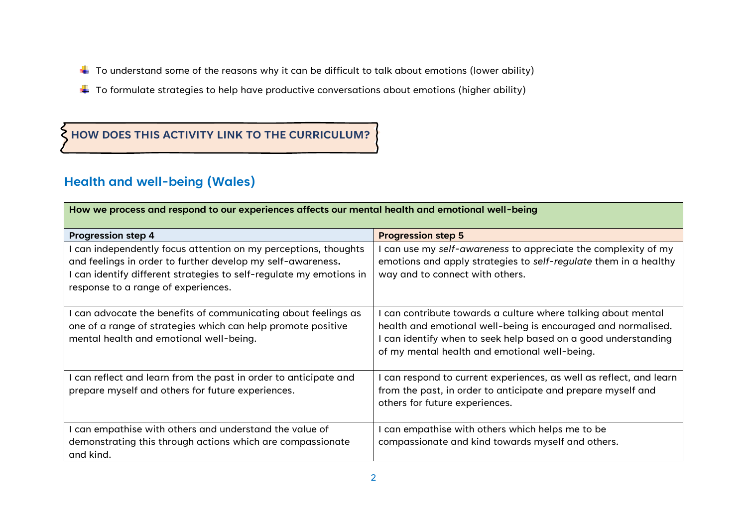- To understand some of the reasons why it can be difficult to talk about emotions (lower ability)
- To formulate strategies to help have productive conversations about emotions (higher ability)

## HOW DOES THIS ACTIVITY LINK TO THE CURRICULUM?

### Health and well-being (Wales)

| **How we process and respond to our experiences affects our mental health and emotional well-being** | |
|---|---|
| **Progression step 4** | **Progression step 5** |
| I can independently focus attention on my perceptions, thoughts and feelings in order to further develop my self-awareness. I can identify different strategies to self-regulate my emotions in response to a range of experiences. | I can use my *self-awareness* to appreciate the complexity of my emotions and apply strategies to *self-regulate* them in a healthy way and to connect with others. |
| I can advocate the benefits of communicating about feelings as one of a range of strategies which can help promote positive mental health and emotional well-being. | I can contribute towards a culture where talking about mental health and emotional well-being is encouraged and normalised. I can identify when to seek help based on a good understanding of my mental health and emotional well-being. |
| I can reflect and learn from the past in order to anticipate and prepare myself and others for future experiences. | I can respond to current experiences, as well as reflect, and learn from the past, in order to anticipate and prepare myself and others for future experiences. |
| I can empathise with others and understand the value of demonstrating this through actions which are compassionate and kind. | I can empathise with others which helps me to be compassionate and kind towards myself and others. |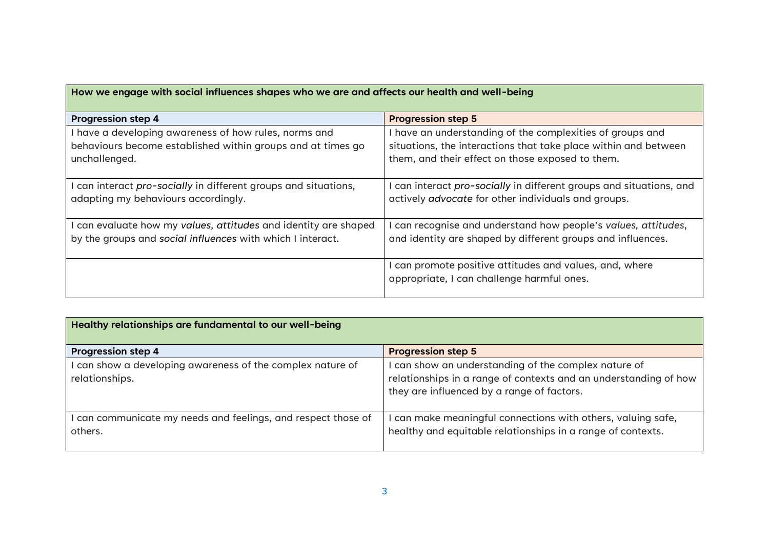| How we engage with social influences shapes who we are and affects our health and well-being | |
|---|---|
| **Progression step 4** | **Progression step 5** |
| I have a developing awareness of how rules, norms and behaviours become established within groups and at times go unchallenged. | I have an understanding of the complexities of groups and situations, the interactions that take place within and between them, and their effect on those exposed to them. |
| I can interact *pro-socially* in different groups and situations, adapting my behaviours accordingly. | I can interact *pro-socially* in different groups and situations, and actively *advocate* for other individuals and groups. |
| I can evaluate how my *values, attitudes* and identity are shaped by the groups and *social influences* with which I interact. | I can recognise and understand how people's *values, attitudes*, and identity are shaped by different groups and influences. |
| | I can promote positive attitudes and values, and, where appropriate, I can challenge harmful ones. |

| Healthy relationships are fundamental to our well-being | |
|---|---|
| **Progression step 4** | **Progression step 5** |
| I can show a developing awareness of the complex nature of relationships. | I can show an understanding of the complex nature of relationships in a range of contexts and an understanding of how they are influenced by a range of factors. |
| I can communicate my needs and feelings, and respect those of others. | I can make meaningful connections with others, valuing safe, healthy and equitable relationships in a range of contexts. |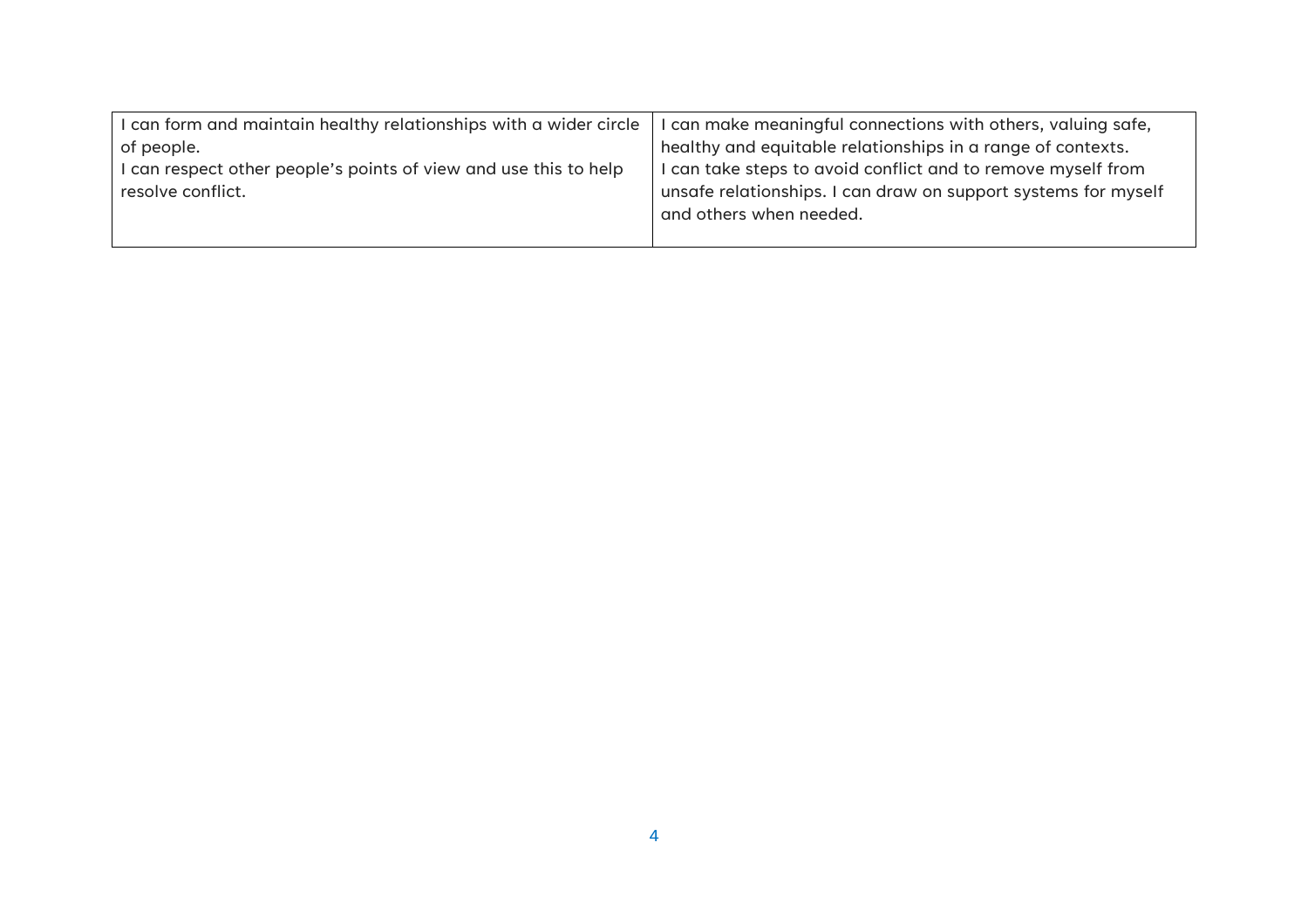| | |
|---|---|
| I can form and maintain healthy relationships with a wider circle of people.<br>I can respect other people's points of view and use this to help resolve conflict. | I can make meaningful connections with others, valuing safe, healthy and equitable relationships in a range of contexts.<br>I can take steps to avoid conflict and to remove myself from unsafe relationships. I can draw on support systems for myself and others when needed. |